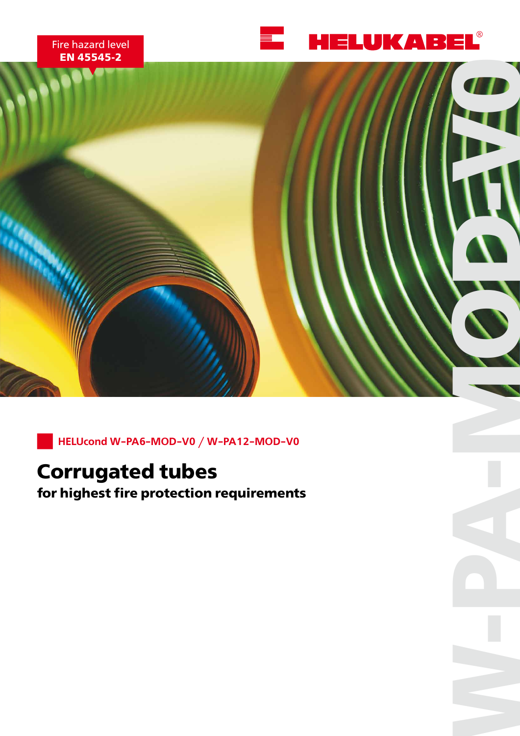Fire hazard level
**EN 45545-2**

HELUKABEL®

W-PA-MOD-V0

**HELUcond W-PA6-MOD-V0 / W-PA12-MOD-V0**

# Corrugated tubes

**for highest fire protection requirements**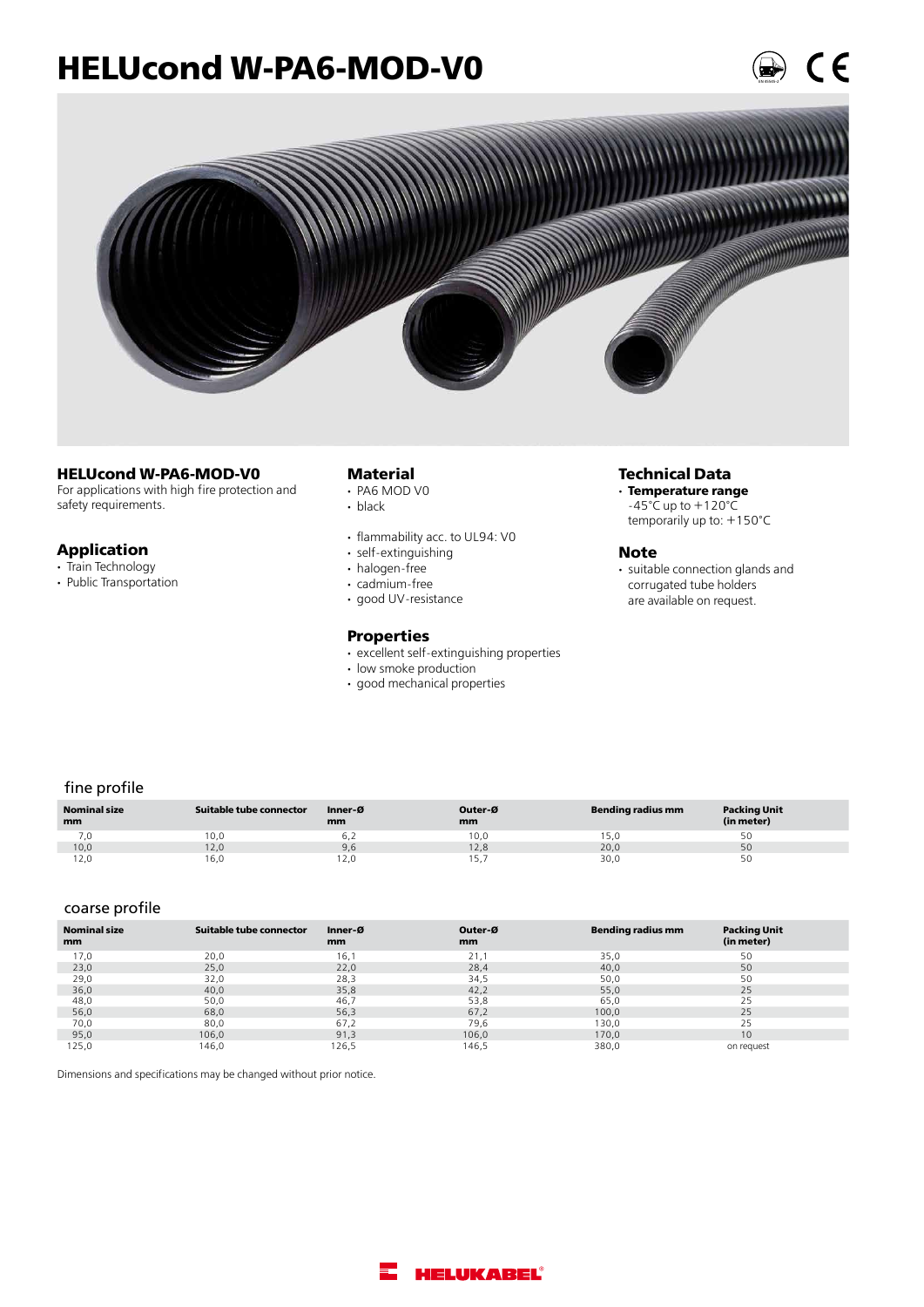# HELUcond W-PA6-MOD-V0

### HELUcond W-PA6-MOD-V0

For applications with high fire protection and safety requirements.

### Application

- Train Technology
- Public Transportation

### Material

- PA6 MOD V0
- black

- flammability acc. to UL94: V0
- self-extinguishing
- halogen-free
- cadmium-free
- good UV-resistance

### Properties

- excellent self-extinguishing properties
- low smoke production
- good mechanical properties

### Technical Data

- **Temperature range**
  -45°C up to +120°C
  temporarily up to: +150°C

### Note

- suitable connection glands and corrugated tube holders are available on request.

## fine profile

| Nominal size mm | Suitable tube connector | Inner-Ø mm | Outer-Ø mm | Bending radius mm | Packing Unit (in meter) |
|---|---|---|---|---|---|
| 7,0 | 10,0 | 6,2 | 10,0 | 15,0 | 50 |
| 10,0 | 12,0 | 9,6 | 12,8 | 20,0 | 50 |
| 12,0 | 16,0 | 12,0 | 15,7 | 30,0 | 50 |

## coarse profile

| Nominal size mm | Suitable tube connector | Inner-Ø mm | Outer-Ø mm | Bending radius mm | Packing Unit (in meter) |
|---|---|---|---|---|---|
| 17,0 | 20,0 | 16,1 | 21,1 | 35,0 | 50 |
| 23,0 | 25,0 | 22,0 | 28,4 | 40,0 | 50 |
| 29,0 | 32,0 | 28,3 | 34,5 | 50,0 | 50 |
| 36,0 | 40,0 | 35,8 | 42,2 | 55,0 | 25 |
| 48,0 | 50,0 | 46,7 | 53,8 | 65,0 | 25 |
| 56,0 | 68,0 | 56,3 | 67,2 | 100,0 | 25 |
| 70,0 | 80,0 | 67,2 | 79,6 | 130,0 | 25 |
| 95,0 | 106,0 | 91,3 | 106,0 | 170,0 | 10 |
| 125,0 | 146,0 | 126,5 | 146,5 | 380,0 | on request |

Dimensions and specifications may be changed without prior notice.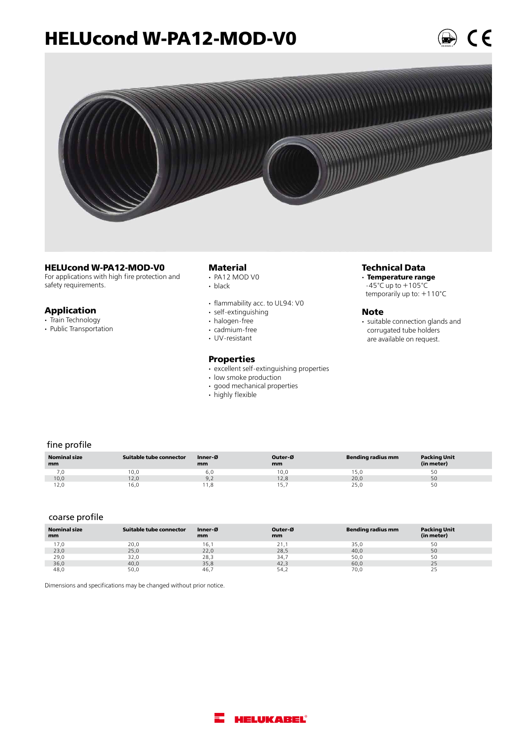# HELUcond W-PA12-MOD-V0

### HELUcond W-PA12-MOD-V0

For applications with high fire protection and safety requirements.

### Application

- Train Technology
- Public Transportation

### Material

- PA12 MOD V0
- black

- flammability acc. to UL94: V0
- self-extinguishing
- halogen-free
- cadmium-free
- UV-resistant

### Properties

- excellent self-extinguishing properties
- low smoke production
- good mechanical properties
- highly flexible

### Technical Data

- **Temperature range**
  -45°C up to +105°C
  temporarily up to: +110°C

### Note

- suitable connection glands and corrugated tube holders are available on request.

## fine profile

| Nominal size mm | Suitable tube connector | Inner-Ø mm | Outer-Ø mm | Bending radius mm | Packing Unit (in meter) |
|---|---|---|---|---|---|
| 7,0 | 10,0 | 6,0 | 10,0 | 15,0 | 50 |
| 10,0 | 12,0 | 9,2 | 12,8 | 20,0 | 50 |
| 12,0 | 16,0 | 11,8 | 15,7 | 25,0 | 50 |

## coarse profile

| Nominal size mm | Suitable tube connector | Inner-Ø mm | Outer-Ø mm | Bending radius mm | Packing Unit (in meter) |
|---|---|---|---|---|---|
| 17,0 | 20,0 | 16,1 | 21,1 | 35,0 | 50 |
| 23,0 | 25,0 | 22,0 | 28,5 | 40,0 | 50 |
| 29,0 | 32,0 | 28,3 | 34,7 | 50,0 | 50 |
| 36,0 | 40,0 | 35,8 | 42,3 | 60,0 | 25 |
| 48,0 | 50,0 | 46,7 | 54,2 | 70,0 | 25 |

Dimensions and specifications may be changed without prior notice.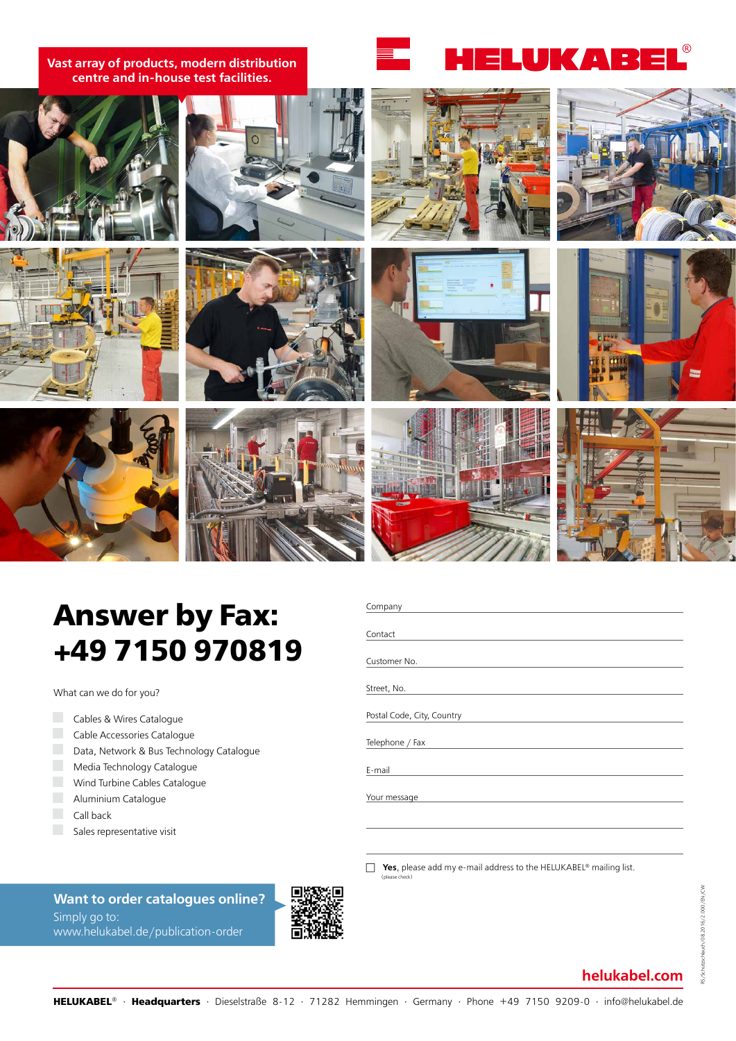Vast array of products, modern distribution centre and in-house test facilities.

HELUKABEL®

# Answer by Fax: +49 7150 970819

What can we do for you?

- Cables & Wires Catalogue
- Cable Accessories Catalogue
- Data, Network & Bus Technology Catalogue
- Media Technology Catalogue
- Wind Turbine Cables Catalogue
- Aluminium Catalogue
- Call back
- Sales representative visit

Company

Contact

Customer No.

Street, No.

Postal Code, City, Country

Telephone / Fax

E-mail

Your message

☐ **Yes**, please add my e-mail address to the HELUKABEL® mailing list.
(please check)

**Want to order catalogues online?**
Simply go to:
www.helukabel.de/publication-order

RS/Schutzschlauch/08.2016/2.000/EN/CW

**helukabel.com**

**HELUKABEL®** · **Headquarters** · Dieselstraße 8-12 · 71282 Hemmingen · Germany · Phone +49 7150 9209-0 · info@helukabel.de